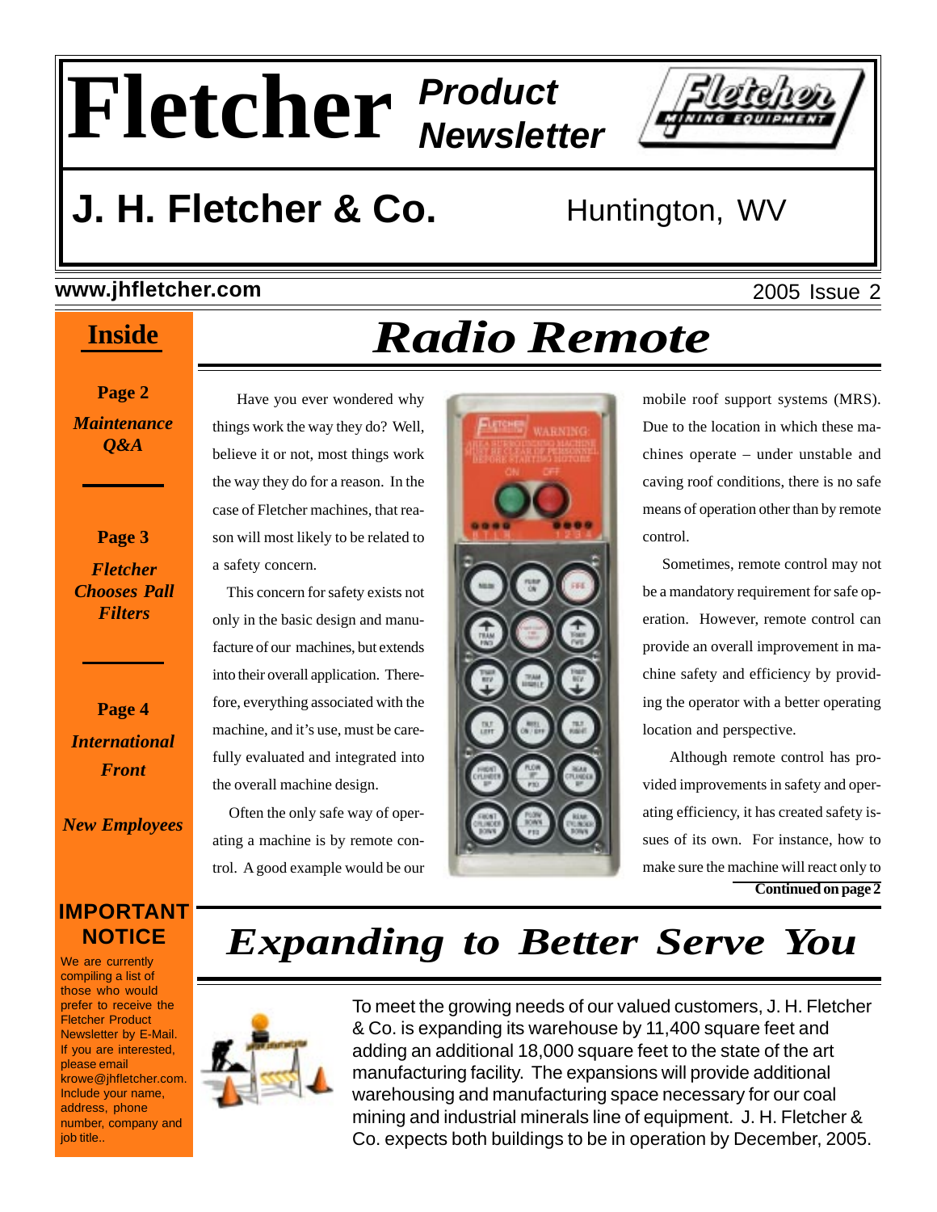# Fletcher Product Newsletter

## J. H. Fletcher & Co. Huntington, WV

www.jhfletcher.com

2005 Issue 2

## Inside

**Page 2**
*Maintenance Q&A*

**Page 3**
*Fletcher Chooses Pall Filters*

**Page 4**
*International Front*

*New Employees*

**IMPORTANT NOTICE**

We are currently compiling a list of those who would prefer to receive the Fletcher Product Newsletter by E-Mail. If you are interested, please email krowe@jhfletcher.com. Include your name, address, phone number, company and job title..

# Radio Remote

Have you ever wondered why things work the way they do? Well, believe it or not, most things work the way they do for a reason. In the case of Fletcher machines, that reason will most likely to be related to a safety concern.

This concern for safety exists not only in the basic design and manufacture of our machines, but extends into their overall application. Therefore, everything associated with the machine, and it's use, must be carefully evaluated and integrated into the overall machine design.

Often the only safe way of operating a machine is by remote control. A good example would be our mobile roof support systems (MRS). Due to the location in which these machines operate – under unstable and caving roof conditions, there is no safe means of operation other than by remote control.

Sometimes, remote control may not be a mandatory requirement for safe operation. However, remote control can provide an overall improvement in machine safety and efficiency by providing the operator with a better operating location and perspective.

Although remote control has provided improvements in safety and operating efficiency, it has created safety issues of its own. For instance, how to make sure the machine will react only to

**Continued on page 2**

# Expanding to Better Serve You

To meet the growing needs of our valued customers, J. H. Fletcher & Co. is expanding its warehouse by 11,400 square feet and adding an additional 18,000 square feet to the state of the art manufacturing facility. The expansions will provide additional warehousing and manufacturing space necessary for our coal mining and industrial minerals line of equipment. J. H. Fletcher & Co. expects both buildings to be in operation by December, 2005.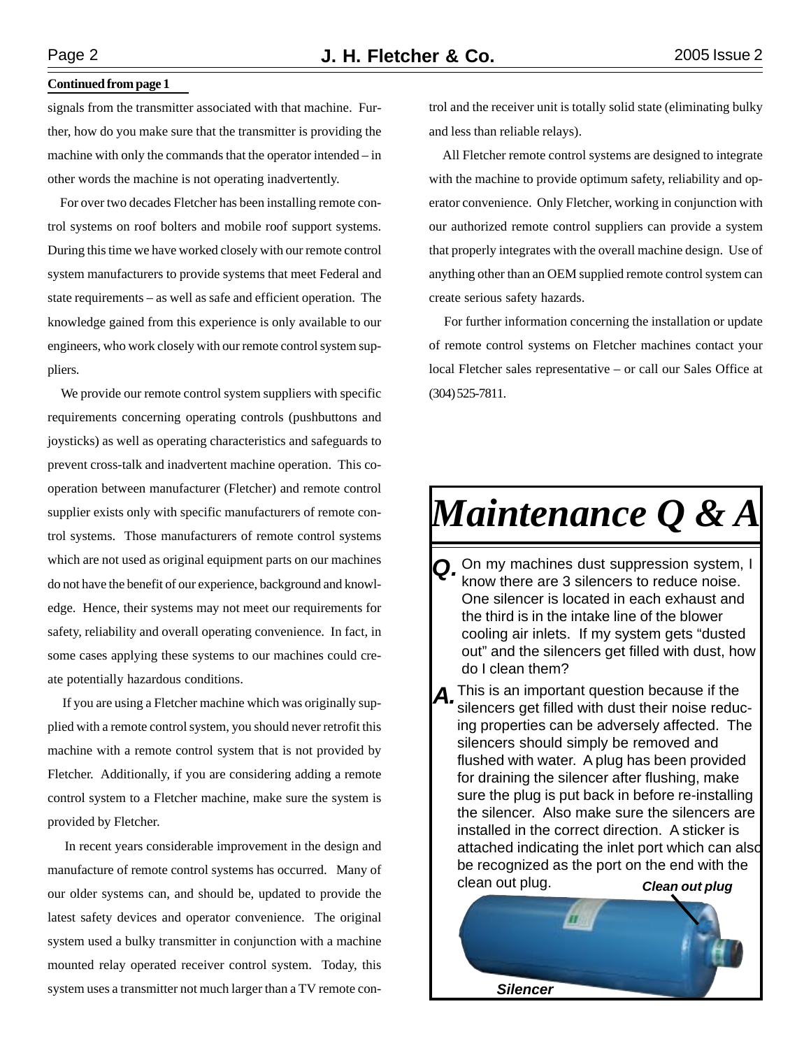**Continued from page 1**

signals from the transmitter associated with that machine. Further, how do you make sure that the transmitter is providing the machine with only the commands that the operator intended – in other words the machine is not operating inadvertently.

For over two decades Fletcher has been installing remote control systems on roof bolters and mobile roof support systems. During this time we have worked closely with our remote control system manufacturers to provide systems that meet Federal and state requirements – as well as safe and efficient operation. The knowledge gained from this experience is only available to our engineers, who work closely with our remote control system suppliers.

We provide our remote control system suppliers with specific requirements concerning operating controls (pushbuttons and joysticks) as well as operating characteristics and safeguards to prevent cross-talk and inadvertent machine operation. This cooperation between manufacturer (Fletcher) and remote control supplier exists only with specific manufacturers of remote control systems. Those manufacturers of remote control systems which are not used as original equipment parts on our machines do not have the benefit of our experience, background and knowledge. Hence, their systems may not meet our requirements for safety, reliability and overall operating convenience. In fact, in some cases applying these systems to our machines could create potentially hazardous conditions.

If you are using a Fletcher machine which was originally supplied with a remote control system, you should never retrofit this machine with a remote control system that is not provided by Fletcher. Additionally, if you are considering adding a remote control system to a Fletcher machine, make sure the system is provided by Fletcher.

In recent years considerable improvement in the design and manufacture of remote control systems has occurred. Many of our older systems can, and should be, updated to provide the latest safety devices and operator convenience. The original system used a bulky transmitter in conjunction with a machine mounted relay operated receiver control system. Today, this system uses a transmitter not much larger than a TV remote control and the receiver unit is totally solid state (eliminating bulky and less than reliable relays).

All Fletcher remote control systems are designed to integrate with the machine to provide optimum safety, reliability and operator convenience. Only Fletcher, working in conjunction with our authorized remote control suppliers can provide a system that properly integrates with the overall machine design. Use of anything other than an OEM supplied remote control system can create serious safety hazards.

For further information concerning the installation or update of remote control systems on Fletcher machines contact your local Fletcher sales representative – or call our Sales Office at (304) 525-7811.

# *Maintenance Q & A*

***Q.*** On my machines dust suppression system, I know there are 3 silencers to reduce noise. One silencer is located in each exhaust and the third is in the intake line of the blower cooling air inlets. If my system gets "dusted out" and the silencers get filled with dust, how do I clean them?

***A.*** This is an important question because if the silencers get filled with dust their noise reducing properties can be adversely affected. The silencers should simply be removed and flushed with water. A plug has been provided for draining the silencer after flushing, make sure the plug is put back in before re-installing the silencer. Also make sure the silencers are installed in the correct direction. A sticker is attached indicating the inlet port which can also be recognized as the port on the end with the clean out plug.

***Clean out plug***

***Silencer***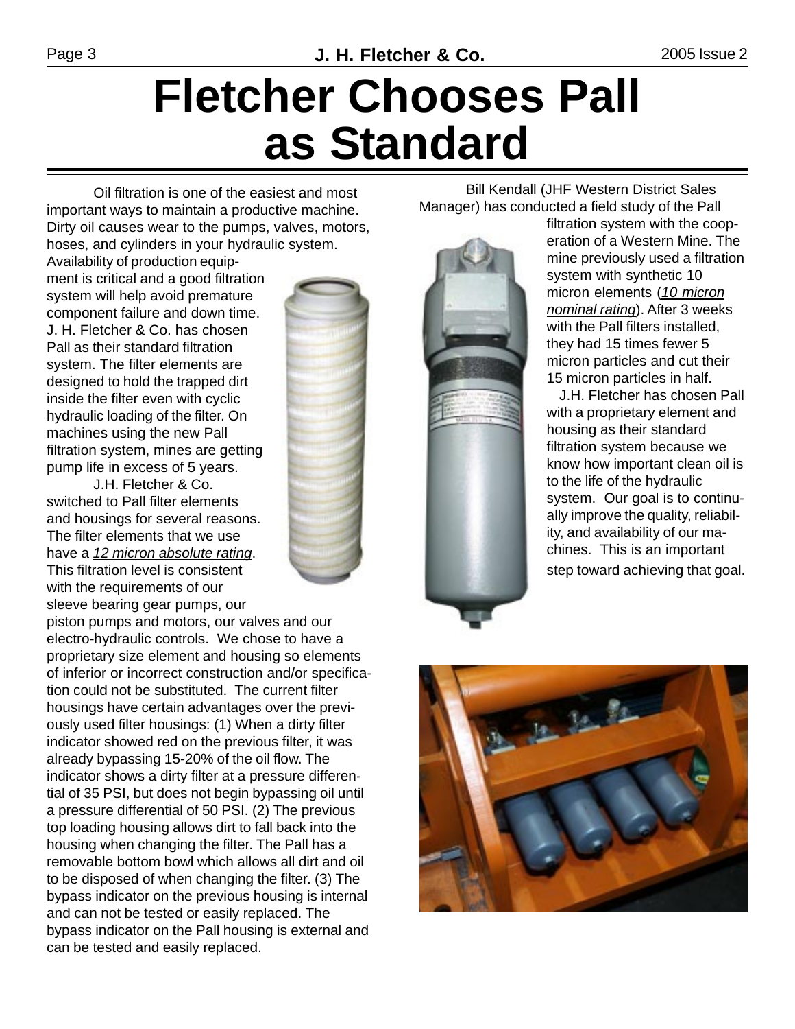# Fletcher Chooses Pall as Standard

Oil filtration is one of the easiest and most important ways to maintain a productive machine. Dirty oil causes wear to the pumps, valves, motors, hoses, and cylinders in your hydraulic system. Availability of production equipment is critical and a good filtration system will help avoid premature component failure and down time. J. H. Fletcher & Co. has chosen Pall as their standard filtration system. The filter elements are designed to hold the trapped dirt inside the filter even with cyclic hydraulic loading of the filter. On machines using the new Pall filtration system, mines are getting pump life in excess of 5 years.

J.H. Fletcher & Co. switched to Pall filter elements and housings for several reasons. The filter elements that we use have a _12 micron absolute rating_. This filtration level is consistent with the requirements of our sleeve bearing gear pumps, our piston pumps and motors, our valves and our electro-hydraulic controls. We chose to have a proprietary size element and housing so elements of inferior or incorrect construction and/or specification could not be substituted. The current filter housings have certain advantages over the previously used filter housings: (1) When a dirty filter indicator showed red on the previous filter, it was already bypassing 15-20% of the oil flow. The indicator shows a dirty filter at a pressure differential of 35 PSI, but does not begin bypassing oil until a pressure differential of 50 PSI. (2) The previous top loading housing allows dirt to fall back into the housing when changing the filter. The Pall has a removable bottom bowl which allows all dirt and oil to be disposed of when changing the filter. (3) The bypass indicator on the previous housing is internal and can not be tested or easily replaced. The bypass indicator on the Pall housing is external and can be tested and easily replaced.

Bill Kendall (JHF Western District Sales Manager) has conducted a field study of the Pall filtration system with the cooperation of a Western Mine. The mine previously used a filtration system with synthetic 10 micron elements (_10 micron nominal rating_). After 3 weeks with the Pall filters installed, they had 15 times fewer 5 micron particles and cut their 15 micron particles in half.

J.H. Fletcher has chosen Pall with a proprietary element and housing as their standard filtration system because we know how important clean oil is to the life of the hydraulic system. Our goal is to continually improve the quality, reliability, and availability of our machines. This is an important step toward achieving that goal.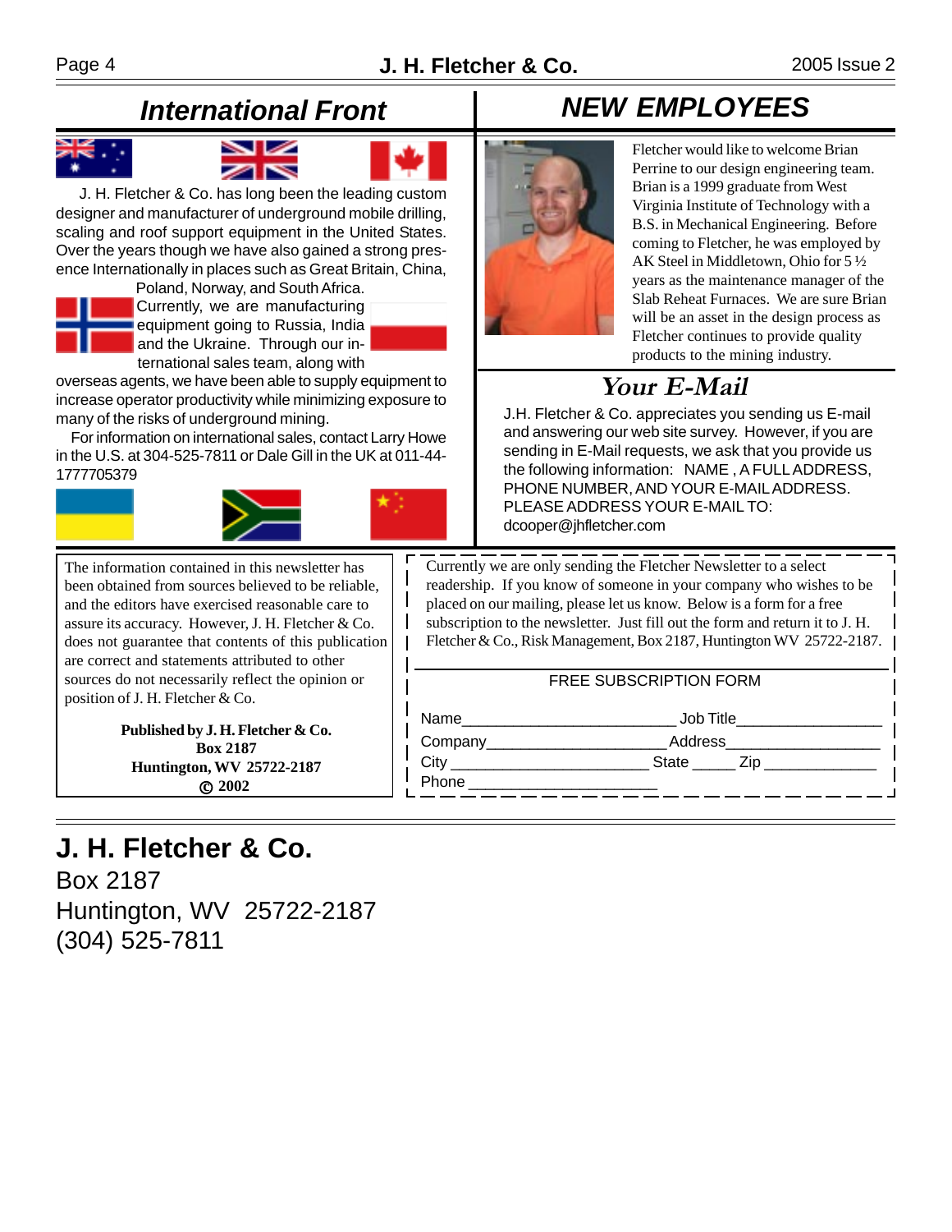## International Front

J. H. Fletcher & Co. has long been the leading custom designer and manufacturer of underground mobile drilling, scaling and roof support equipment in the United States. Over the years though we have also gained a strong presence Internationally in places such as Great Britain, China, Poland, Norway, and South Africa. Currently, we are manufacturing equipment going to Russia, India and the Ukraine. Through our international sales team, along with overseas agents, we have been able to supply equipment to increase operator productivity while minimizing exposure to many of the risks of underground mining.

For information on international sales, contact Larry Howe in the U.S. at 304-525-7811 or Dale Gill in the UK at 011-44-1777705379

## NEW EMPLOYEES

Fletcher would like to welcome Brian Perrine to our design engineering team. Brian is a 1999 graduate from West Virginia Institute of Technology with a B.S. in Mechanical Engineering. Before coming to Fletcher, he was employed by AK Steel in Middletown, Ohio for 5 ½ years as the maintenance manager of the Slab Reheat Furnaces. We are sure Brian will be an asset in the design process as Fletcher continues to provide quality products to the mining industry.

## *Your E-Mail*

J.H. Fletcher & Co. appreciates you sending us E-mail and answering our web site survey. However, if you are sending in E-Mail requests, we ask that you provide us the following information: NAME , A FULL ADDRESS, PHONE NUMBER, AND YOUR E-MAIL ADDRESS. PLEASE ADDRESS YOUR E-MAIL TO: dcooper@jhfletcher.com

The information contained in this newsletter has been obtained from sources believed to be reliable, and the editors have exercised reasonable care to assure its accuracy. However, J. H. Fletcher & Co. does not guarantee that contents of this publication are correct and statements attributed to other sources do not necessarily reflect the opinion or position of J. H. Fletcher & Co.

**Published by J. H. Fletcher & Co.**
**Box 2187**
**Huntington, WV 25722-2187**
**© 2002**

Currently we are only sending the Fletcher Newsletter to a select readership. If you know of someone in your company who wishes to be placed on our mailing, please let us know. Below is a form for a free subscription to the newsletter. Just fill out the form and return it to J. H. Fletcher & Co., Risk Management, Box 2187, Huntington WV 25722-2187.

FREE SUBSCRIPTION FORM

Name_________________________ Job Title_________________

Company____________________Address__________________

City ______________________ State _____ Zip _____________

Phone _____________________

**J. H. Fletcher & Co.**
Box 2187
Huntington, WV 25722-2187
(304) 525-7811